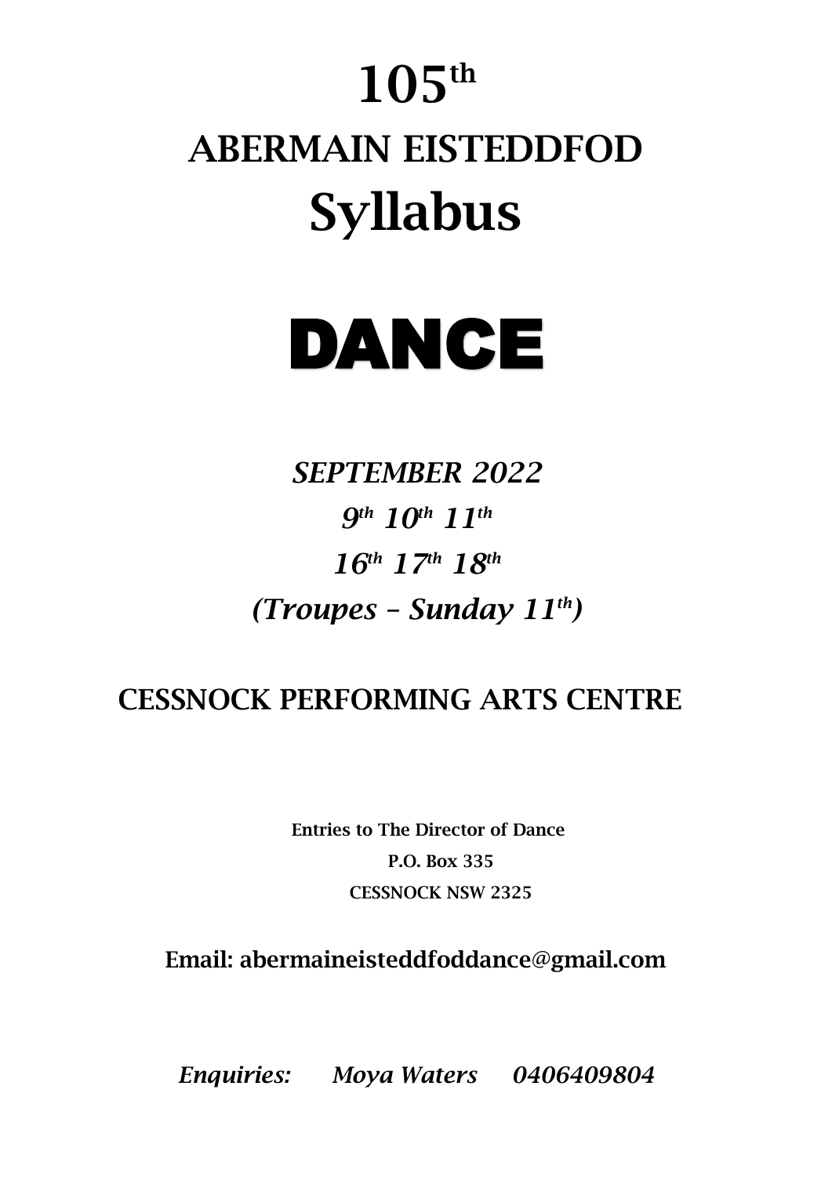# 105th

# ABERMAIN EISTEDDFOD

# Syllabus

# DANCE

***SEPTEMBER 2022***

***9th 10th 11th***

***16th 17th 18th***

***(Troupes – Sunday 11th)***

## CESSNOCK PERFORMING ARTS CENTRE

**Entries to The Director of Dance**

**P.O. Box 335**

**CESSNOCK NSW 2325**

Email: abermaineisteddfoddance@gmail.com

*Enquiries: Moya Waters 0406409804*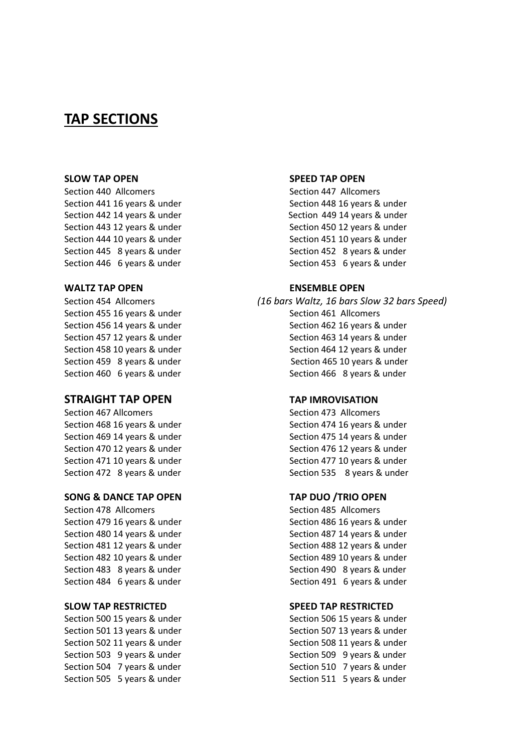# TAP SECTIONS

**SLOW TAP OPEN**

Section 440 Allcomers
Section 441 16 years & under
Section 442 14 years & under
Section 443 12 years & under
Section 444 10 years & under
Section 445 8 years & under
Section 446 6 years & under

**SPEED TAP OPEN**

Section 447 Allcomers
Section 448 16 years & under
Section 449 14 years & under
Section 450 12 years & under
Section 451 10 years & under
Section 452 8 years & under
Section 453 6 years & under

**WALTZ TAP OPEN**

Section 454 Allcomers
Section 455 16 years & under
Section 456 14 years & under
Section 457 12 years & under
Section 458 10 years & under
Section 459 8 years & under
Section 460 6 years & under

**ENSEMBLE OPEN**

*(16 bars Waltz, 16 bars Slow 32 bars Speed)*

Section 461 Allcomers
Section 462 16 years & under
Section 463 14 years & under
Section 464 12 years & under
Section 465 10 years & under
Section 466 8 years & under

**STRAIGHT TAP OPEN**

Section 467 Allcomers
Section 468 16 years & under
Section 469 14 years & under
Section 470 12 years & under
Section 471 10 years & under
Section 472 8 years & under

**TAP IMROVISATION**

Section 473 Allcomers
Section 474 16 years & under
Section 475 14 years & under
Section 476 12 years & under
Section 477 10 years & under
Section 535 8 years & under

**SONG & DANCE TAP OPEN**

Section 478 Allcomers
Section 479 16 years & under
Section 480 14 years & under
Section 481 12 years & under
Section 482 10 years & under
Section 483 8 years & under
Section 484 6 years & under

**TAP DUO /TRIO OPEN**

Section 485 Allcomers
Section 486 16 years & under
Section 487 14 years & under
Section 488 12 years & under
Section 489 10 years & under
Section 490 8 years & under
Section 491 6 years & under

**SLOW TAP RESTRICTED**

Section 500 15 years & under
Section 501 13 years & under
Section 502 11 years & under
Section 503 9 years & under
Section 504 7 years & under
Section 505 5 years & under

**SPEED TAP RESTRICTED**

Section 506 15 years & under
Section 507 13 years & under
Section 508 11 years & under
Section 509 9 years & under
Section 510 7 years & under
Section 511 5 years & under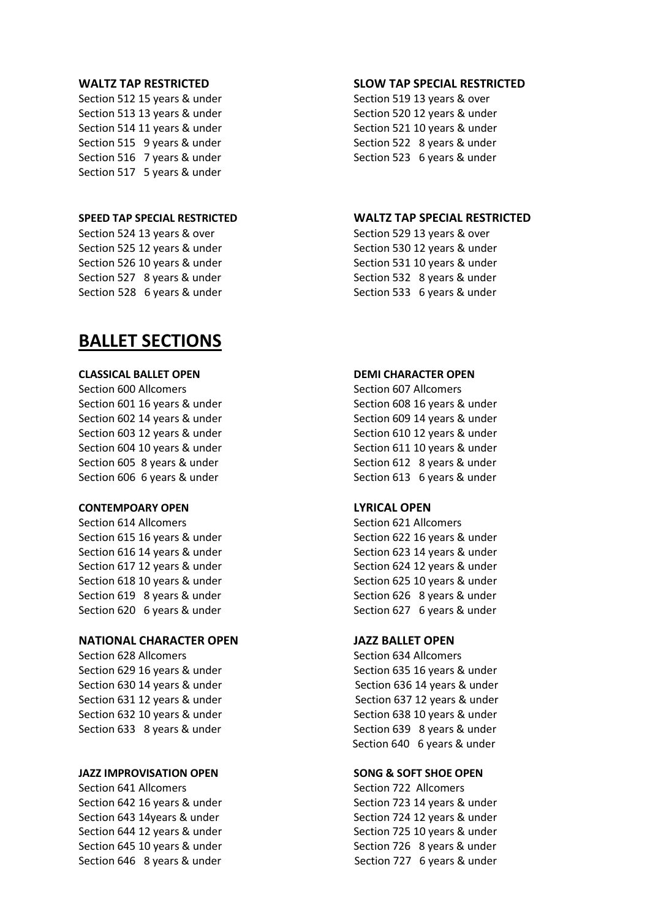**WALTZ TAP RESTRICTED**

Section 512 15 years & under
Section 513 13 years & under
Section 514 11 years & under
Section 515 9 years & under
Section 516 7 years & under
Section 517 5 years & under

**SLOW TAP SPECIAL RESTRICTED**

Section 519 13 years & over
Section 520 12 years & under
Section 521 10 years & under
Section 522 8 years & under
Section 523 6 years & under

**SPEED TAP SPECIAL RESTRICTED**

Section 524 13 years & over
Section 525 12 years & under
Section 526 10 years & under
Section 527 8 years & under
Section 528 6 years & under

**WALTZ TAP SPECIAL RESTRICTED**

Section 529 13 years & over
Section 530 12 years & under
Section 531 10 years & under
Section 532 8 years & under
Section 533 6 years & under

# BALLET SECTIONS

**CLASSICAL BALLET OPEN**

Section 600 Allcomers
Section 601 16 years & under
Section 602 14 years & under
Section 603 12 years & under
Section 604 10 years & under
Section 605 8 years & under
Section 606 6 years & under

**DEMI CHARACTER OPEN**

Section 607 Allcomers
Section 608 16 years & under
Section 609 14 years & under
Section 610 12 years & under
Section 611 10 years & under
Section 612 8 years & under
Section 613 6 years & under

**CONTEMPOARY OPEN**

Section 614 Allcomers
Section 615 16 years & under
Section 616 14 years & under
Section 617 12 years & under
Section 618 10 years & under
Section 619 8 years & under
Section 620 6 years & under

**LYRICAL OPEN**

Section 621 Allcomers
Section 622 16 years & under
Section 623 14 years & under
Section 624 12 years & under
Section 625 10 years & under
Section 626 8 years & under
Section 627 6 years & under

**NATIONAL CHARACTER OPEN**

Section 628 Allcomers
Section 629 16 years & under
Section 630 14 years & under
Section 631 12 years & under
Section 632 10 years & under
Section 633 8 years & under

**JAZZ BALLET OPEN**

Section 634 Allcomers
Section 635 16 years & under
Section 636 14 years & under
Section 637 12 years & under
Section 638 10 years & under
Section 639 8 years & under
Section 640 6 years & under

**JAZZ IMPROVISATION OPEN**

Section 641 Allcomers
Section 642 16 years & under
Section 643 14years & under
Section 644 12 years & under
Section 645 10 years & under
Section 646 8 years & under

**SONG & SOFT SHOE OPEN**

Section 722 Allcomers
Section 723 14 years & under
Section 724 12 years & under
Section 725 10 years & under
Section 726 8 years & under
Section 727 6 years & under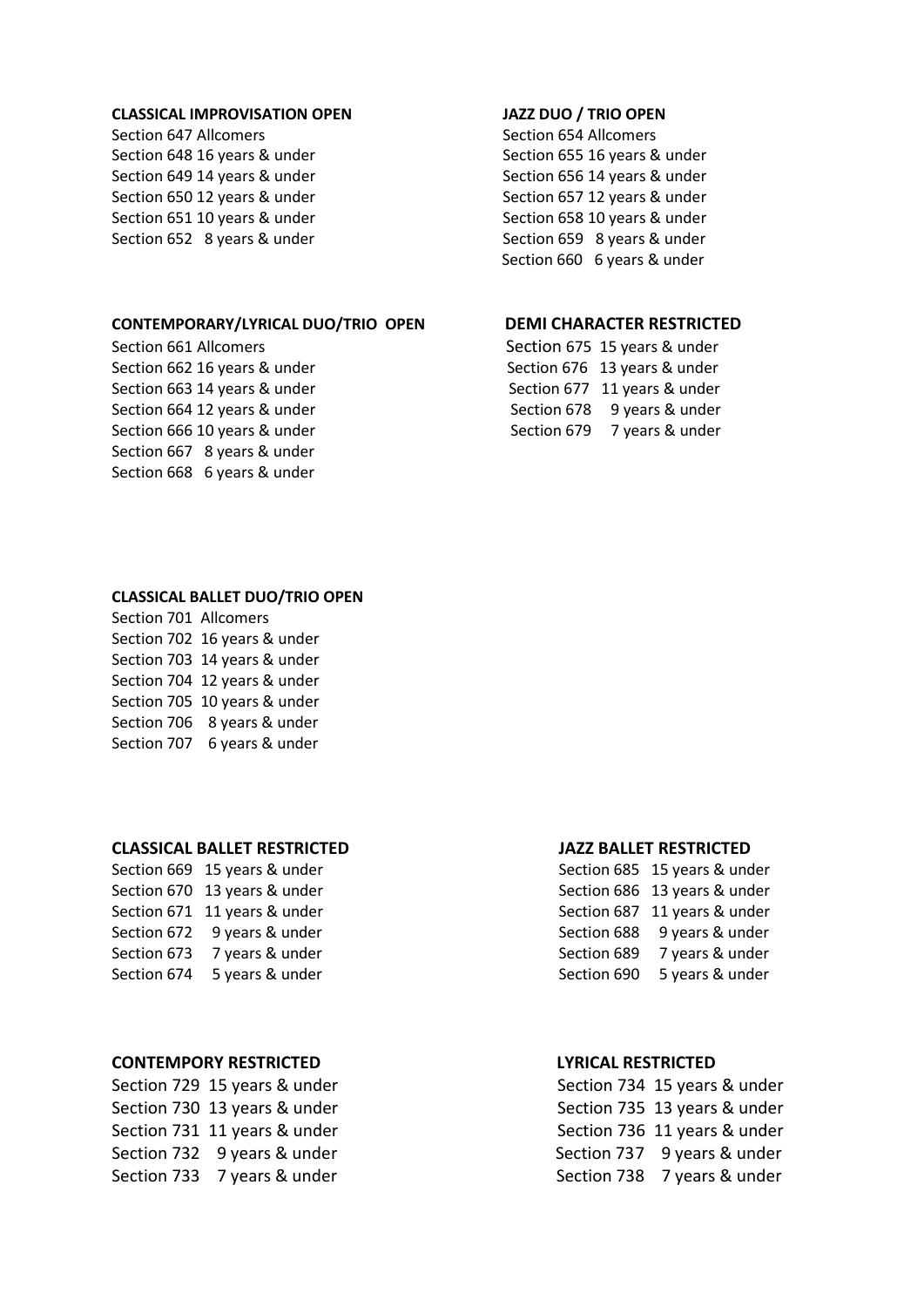**CLASSICAL IMPROVISATION OPEN**

Section 647 Allcomers
Section 648 16 years & under
Section 649 14 years & under
Section 650 12 years & under
Section 651 10 years & under
Section 652 8 years & under

**JAZZ DUO / TRIO OPEN**

Section 654 Allcomers
Section 655 16 years & under
Section 656 14 years & under
Section 657 12 years & under
Section 658 10 years & under
Section 659 8 years & under
Section 660 6 years & under

**CONTEMPORARY/LYRICAL DUO/TRIO OPEN**

Section 661 Allcomers
Section 662 16 years & under
Section 663 14 years & under
Section 664 12 years & under
Section 666 10 years & under
Section 667 8 years & under
Section 668 6 years & under

**DEMI CHARACTER RESTRICTED**

Section 675 15 years & under
Section 676 13 years & under
Section 677 11 years & under
Section 678 9 years & under
Section 679 7 years & under

**CLASSICAL BALLET DUO/TRIO OPEN**

Section 701 Allcomers
Section 702 16 years & under
Section 703 14 years & under
Section 704 12 years & under
Section 705 10 years & under
Section 706 8 years & under
Section 707 6 years & under

**CLASSICAL BALLET RESTRICTED**

Section 669 15 years & under
Section 670 13 years & under
Section 671 11 years & under
Section 672 9 years & under
Section 673 7 years & under
Section 674 5 years & under

**JAZZ BALLET RESTRICTED**

Section 685 15 years & under
Section 686 13 years & under
Section 687 11 years & under
Section 688 9 years & under
Section 689 7 years & under
Section 690 5 years & under

**CONTEMPORY RESTRICTED**

Section 729 15 years & under
Section 730 13 years & under
Section 731 11 years & under
Section 732 9 years & under
Section 733 7 years & under

**LYRICAL RESTRICTED**

Section 734 15 years & under
Section 735 13 years & under
Section 736 11 years & under
Section 737 9 years & under
Section 738 7 years & under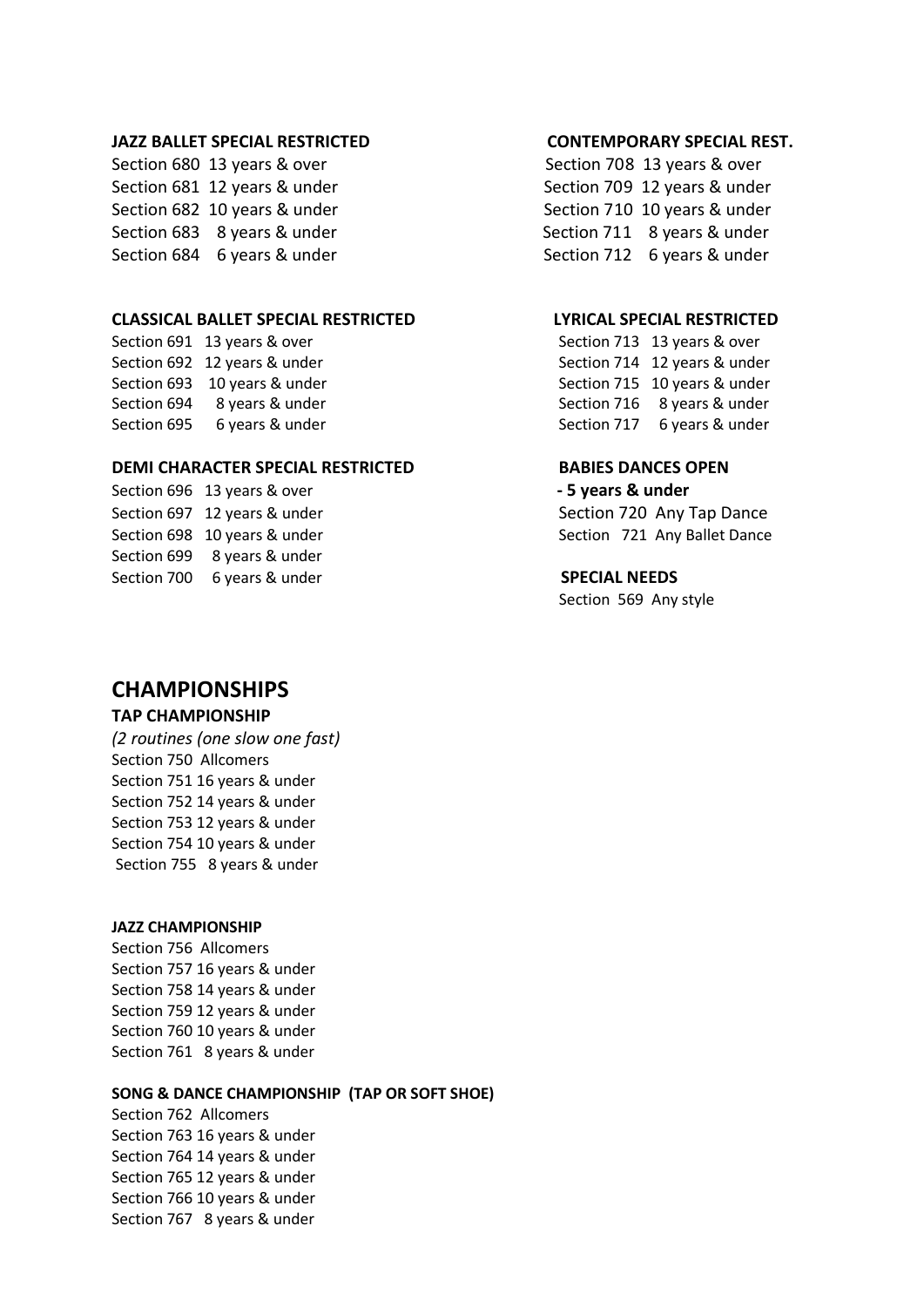**JAZZ BALLET SPECIAL RESTRICTED**

Section 680 13 years & over
Section 681 12 years & under
Section 682 10 years & under
Section 683 8 years & under
Section 684 6 years & under

**CONTEMPORARY SPECIAL REST.**

Section 708 13 years & over
Section 709 12 years & under
Section 710 10 years & under
Section 711 8 years & under
Section 712 6 years & under

**CLASSICAL BALLET SPECIAL RESTRICTED**

Section 691 13 years & over
Section 692 12 years & under
Section 693 10 years & under
Section 694 8 years & under
Section 695 6 years & under

**LYRICAL SPECIAL RESTRICTED**

Section 713 13 years & over
Section 714 12 years & under
Section 715 10 years & under
Section 716 8 years & under
Section 717 6 years & under

**DEMI CHARACTER SPECIAL RESTRICTED**

Section 696 13 years & over
Section 697 12 years & under
Section 698 10 years & under
Section 699 8 years & under
Section 700 6 years & under

**BABIES DANCES OPEN**
**- 5 years & under**

Section 720 Any Tap Dance
Section 721 Any Ballet Dance

**SPECIAL NEEDS**

Section 569 Any style

# CHAMPIONSHIPS

**TAP CHAMPIONSHIP**

*(2 routines (one slow one fast)*

Section 750 Allcomers
Section 751 16 years & under
Section 752 14 years & under
Section 753 12 years & under
Section 754 10 years & under
Section 755 8 years & under

**JAZZ CHAMPIONSHIP**

Section 756 Allcomers
Section 757 16 years & under
Section 758 14 years & under
Section 759 12 years & under
Section 760 10 years & under
Section 761 8 years & under

**SONG & DANCE CHAMPIONSHIP (TAP OR SOFT SHOE)**

Section 762 Allcomers
Section 763 16 years & under
Section 764 14 years & under
Section 765 12 years & under
Section 766 10 years & under
Section 767 8 years & under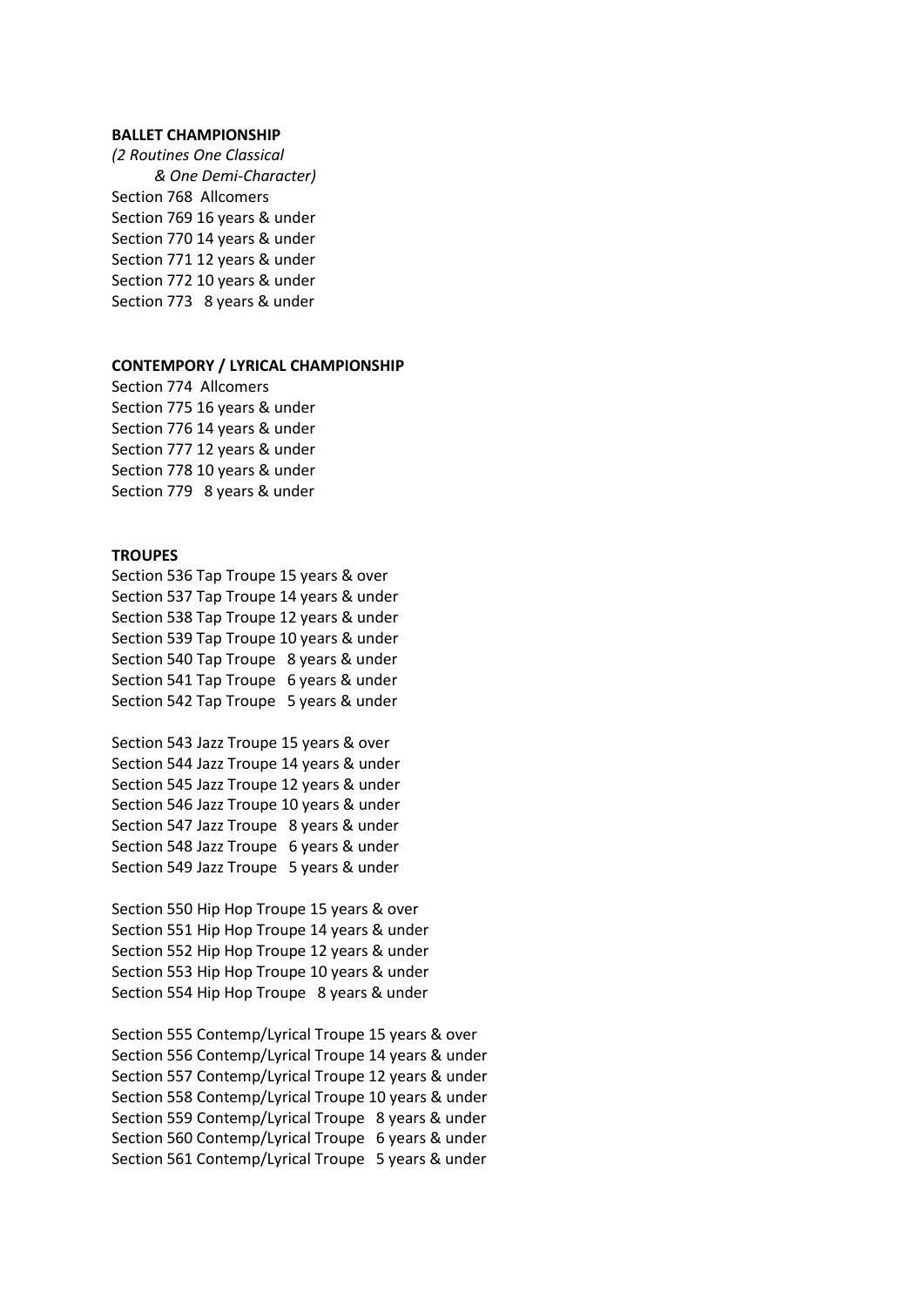**BALLET CHAMPIONSHIP**

*(2 Routines One Classical*
*& One Demi-Character)*

Section 768 Allcomers
Section 769 16 years & under
Section 770 14 years & under
Section 771 12 years & under
Section 772 10 years & under
Section 773 8 years & under

**CONTEMPORY / LYRICAL CHAMPIONSHIP**

Section 774 Allcomers
Section 775 16 years & under
Section 776 14 years & under
Section 777 12 years & under
Section 778 10 years & under
Section 779 8 years & under

**TROUPES**

Section 536 Tap Troupe 15 years & over
Section 537 Tap Troupe 14 years & under
Section 538 Tap Troupe 12 years & under
Section 539 Tap Troupe 10 years & under
Section 540 Tap Troupe 8 years & under
Section 541 Tap Troupe 6 years & under
Section 542 Tap Troupe 5 years & under

Section 543 Jazz Troupe 15 years & over
Section 544 Jazz Troupe 14 years & under
Section 545 Jazz Troupe 12 years & under
Section 546 Jazz Troupe 10 years & under
Section 547 Jazz Troupe 8 years & under
Section 548 Jazz Troupe 6 years & under
Section 549 Jazz Troupe 5 years & under

Section 550 Hip Hop Troupe 15 years & over
Section 551 Hip Hop Troupe 14 years & under
Section 552 Hip Hop Troupe 12 years & under
Section 553 Hip Hop Troupe 10 years & under
Section 554 Hip Hop Troupe 8 years & under

Section 555 Contemp/Lyrical Troupe 15 years & over
Section 556 Contemp/Lyrical Troupe 14 years & under
Section 557 Contemp/Lyrical Troupe 12 years & under
Section 558 Contemp/Lyrical Troupe 10 years & under
Section 559 Contemp/Lyrical Troupe 8 years & under
Section 560 Contemp/Lyrical Troupe 6 years & under
Section 561 Contemp/Lyrical Troupe 5 years & under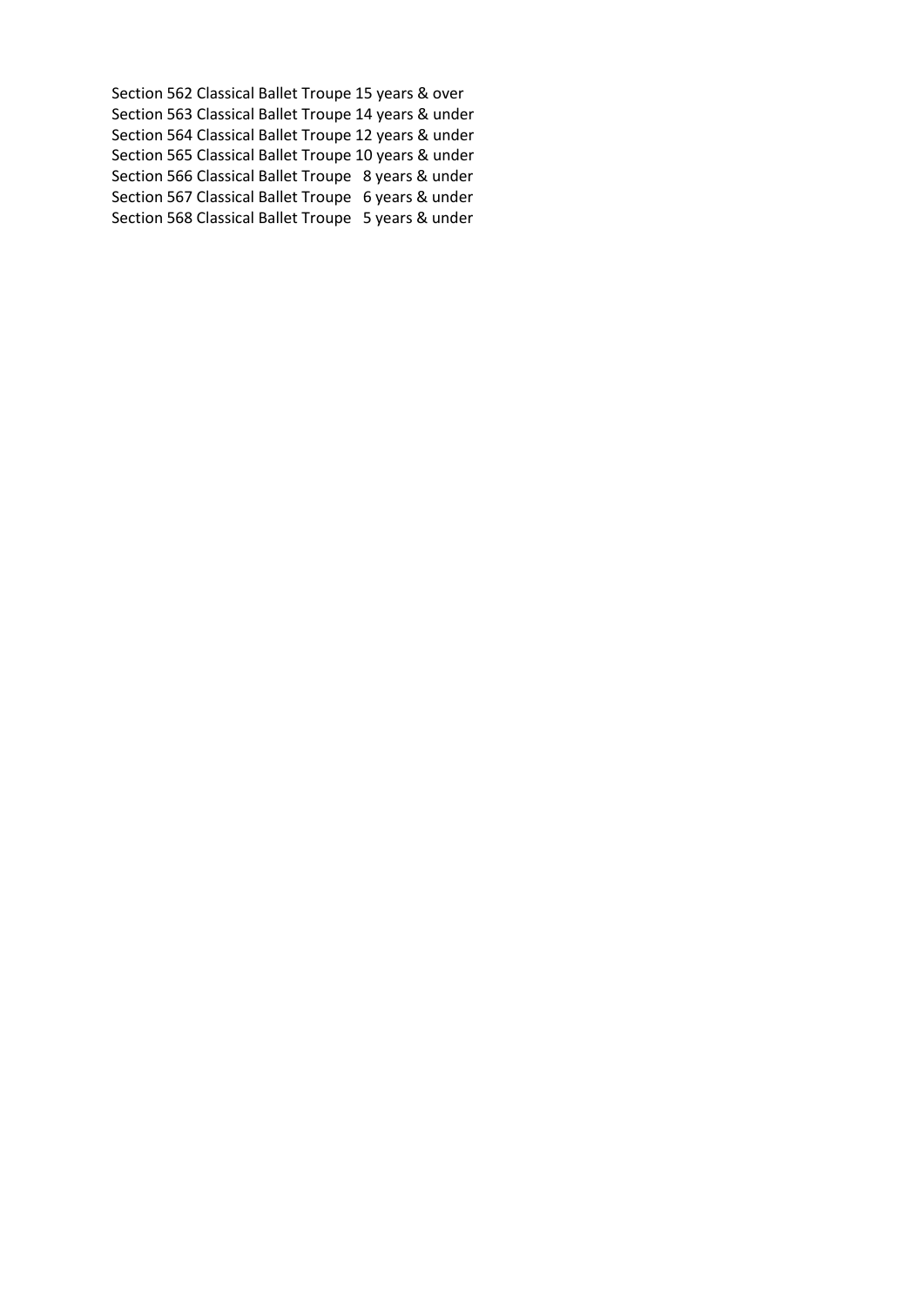Section 562 Classical Ballet Troupe 15 years & over
Section 563 Classical Ballet Troupe 14 years & under
Section 564 Classical Ballet Troupe 12 years & under
Section 565 Classical Ballet Troupe 10 years & under
Section 566 Classical Ballet Troupe 8 years & under
Section 567 Classical Ballet Troupe 6 years & under
Section 568 Classical Ballet Troupe 5 years & under